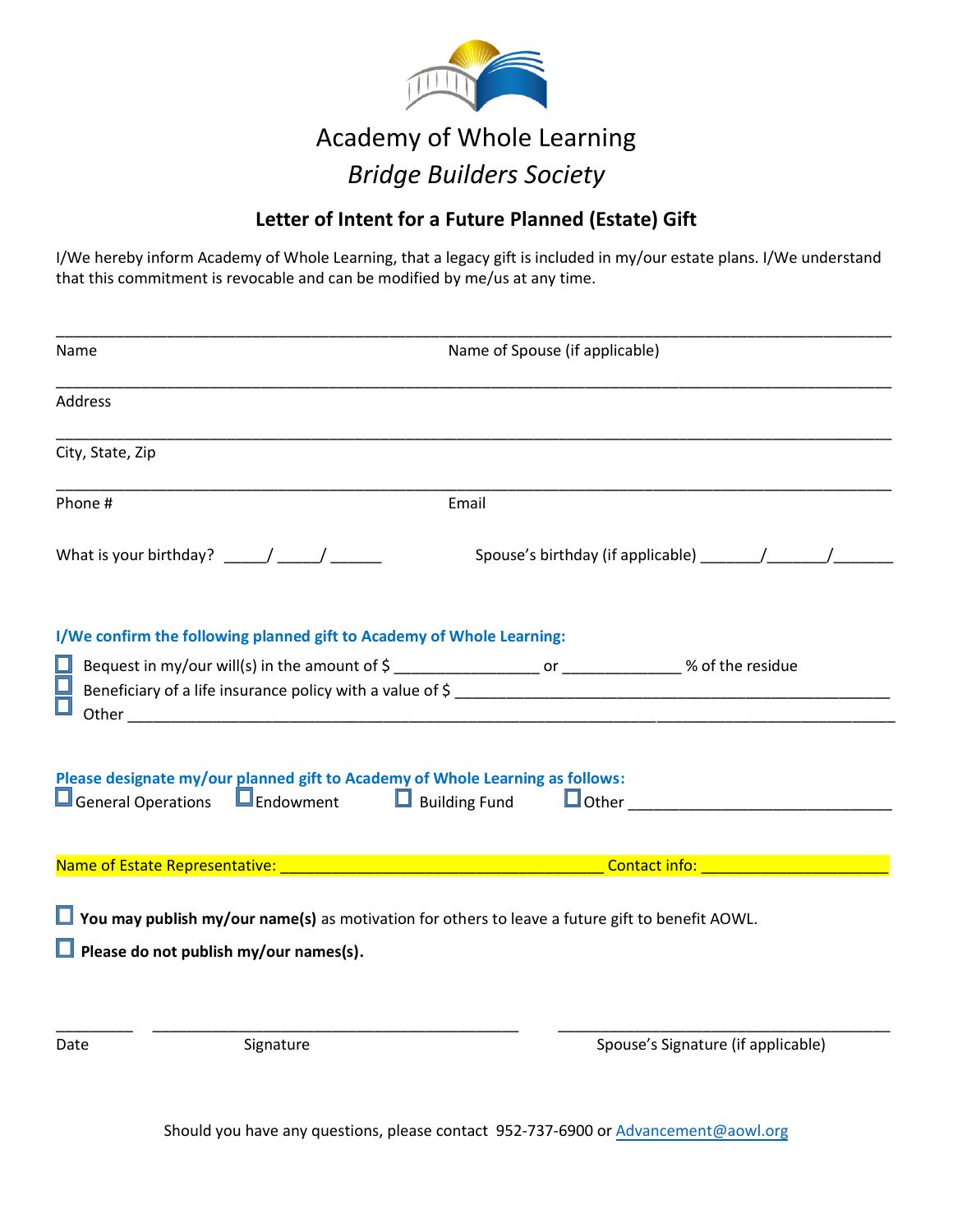# Academy of Whole Learning

## *Bridge Builders Society*

### Letter of Intent for a Future Planned (Estate) Gift

I/We hereby inform Academy of Whole Learning, that a legacy gift is included in my/our estate plans. I/We understand that this commitment is revocable and can be modified by me/us at any time.

_______________________________________________________________________________________

Name                                                                                  Name of Spouse (if applicable)

_______________________________________________________________________________________

Address

_______________________________________________________________________________________

City, State, Zip

_______________________________________________________________________________________

Phone #                                                                               Email

What is your birthday? _____/ _____/ ______          Spouse's birthday (if applicable) _______/_______/_______

**I/We confirm the following planned gift to Academy of Whole Learning:**

- ☐ Bequest in my/our will(s) in the amount of $ ________________ or _____________ % of the residue
- ☐ Beneficiary of a life insurance policy with a value of $ ______________________________________________
- ☐ Other ______________________________________________________________________________

**Please designate my/our planned gift to Academy of Whole Learning as follows:**

☐ General Operations    ☐ Endowment    ☐ Building Fund    ☐ Other ______________________________

Name of Estate Representative: ____________________________________ Contact info: ____________________

☐ **You may publish my/our name(s)** as motivation for others to leave a future gift to benefit AOWL.

☐ **Please do not publish my/our names(s).**

_________    ____________________________________________    ________________________________________

Date                         Signature                                                         Spouse's Signature (if applicable)

Should you have any questions, please contact 952-737-6900 or Advancement@aowl.org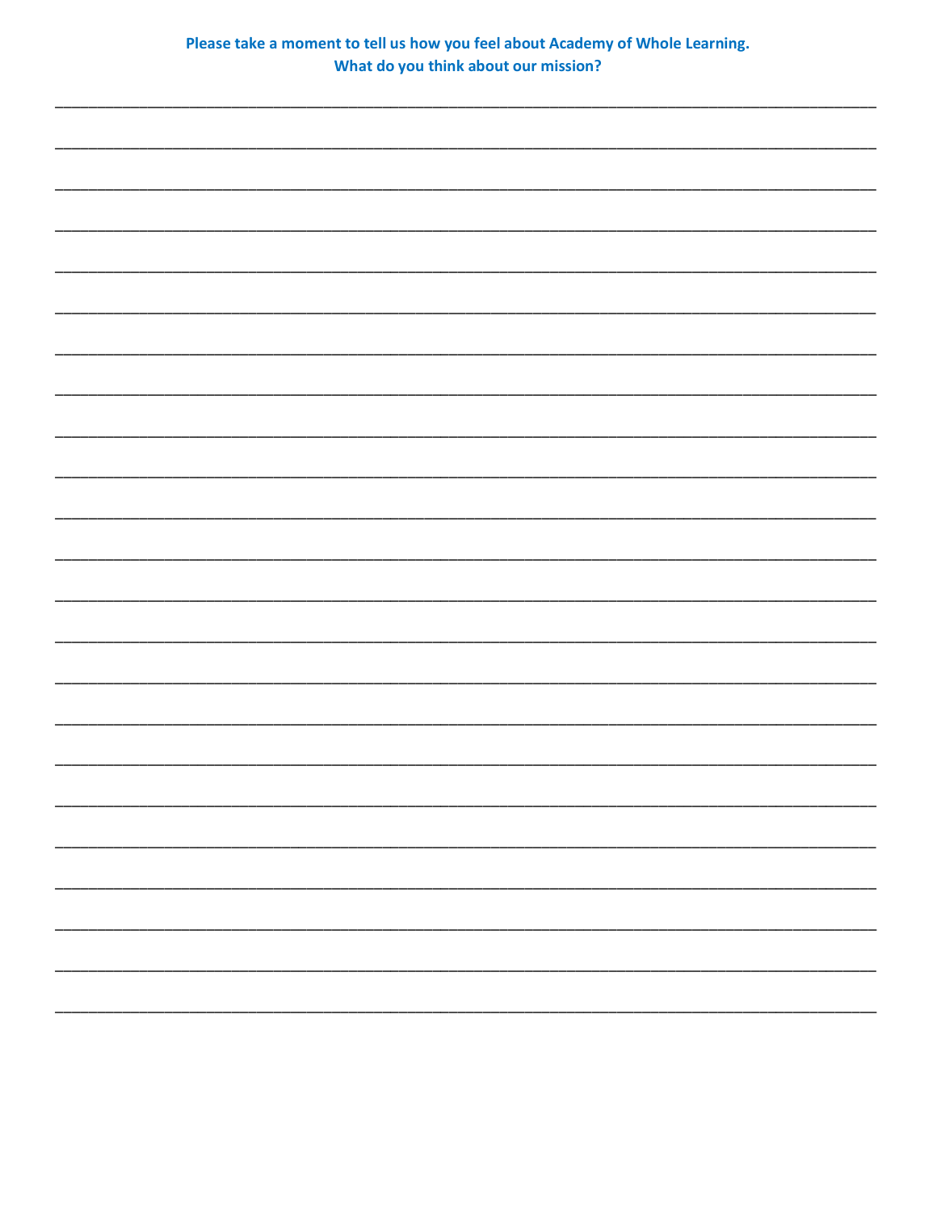**Please take a moment to tell us how you feel about Academy of Whole Learning.**
**What do you think about our mission?**

\_\_\_\_\_\_\_\_\_\_\_\_\_\_\_\_\_\_\_\_\_\_\_\_\_\_\_\_\_\_\_\_\_\_\_\_\_\_\_\_\_\_\_\_\_\_\_\_\_\_\_\_\_\_\_\_\_\_\_\_\_\_\_\_\_\_\_\_\_\_\_\_\_\_\_\_\_\_

\_\_\_\_\_\_\_\_\_\_\_\_\_\_\_\_\_\_\_\_\_\_\_\_\_\_\_\_\_\_\_\_\_\_\_\_\_\_\_\_\_\_\_\_\_\_\_\_\_\_\_\_\_\_\_\_\_\_\_\_\_\_\_\_\_\_\_\_\_\_\_\_\_\_\_\_\_\_

\_\_\_\_\_\_\_\_\_\_\_\_\_\_\_\_\_\_\_\_\_\_\_\_\_\_\_\_\_\_\_\_\_\_\_\_\_\_\_\_\_\_\_\_\_\_\_\_\_\_\_\_\_\_\_\_\_\_\_\_\_\_\_\_\_\_\_\_\_\_\_\_\_\_\_\_\_\_

\_\_\_\_\_\_\_\_\_\_\_\_\_\_\_\_\_\_\_\_\_\_\_\_\_\_\_\_\_\_\_\_\_\_\_\_\_\_\_\_\_\_\_\_\_\_\_\_\_\_\_\_\_\_\_\_\_\_\_\_\_\_\_\_\_\_\_\_\_\_\_\_\_\_\_\_\_\_

\_\_\_\_\_\_\_\_\_\_\_\_\_\_\_\_\_\_\_\_\_\_\_\_\_\_\_\_\_\_\_\_\_\_\_\_\_\_\_\_\_\_\_\_\_\_\_\_\_\_\_\_\_\_\_\_\_\_\_\_\_\_\_\_\_\_\_\_\_\_\_\_\_\_\_\_\_\_

\_\_\_\_\_\_\_\_\_\_\_\_\_\_\_\_\_\_\_\_\_\_\_\_\_\_\_\_\_\_\_\_\_\_\_\_\_\_\_\_\_\_\_\_\_\_\_\_\_\_\_\_\_\_\_\_\_\_\_\_\_\_\_\_\_\_\_\_\_\_\_\_\_\_\_\_\_\_

\_\_\_\_\_\_\_\_\_\_\_\_\_\_\_\_\_\_\_\_\_\_\_\_\_\_\_\_\_\_\_\_\_\_\_\_\_\_\_\_\_\_\_\_\_\_\_\_\_\_\_\_\_\_\_\_\_\_\_\_\_\_\_\_\_\_\_\_\_\_\_\_\_\_\_\_\_\_

\_\_\_\_\_\_\_\_\_\_\_\_\_\_\_\_\_\_\_\_\_\_\_\_\_\_\_\_\_\_\_\_\_\_\_\_\_\_\_\_\_\_\_\_\_\_\_\_\_\_\_\_\_\_\_\_\_\_\_\_\_\_\_\_\_\_\_\_\_\_\_\_\_\_\_\_\_\_

\_\_\_\_\_\_\_\_\_\_\_\_\_\_\_\_\_\_\_\_\_\_\_\_\_\_\_\_\_\_\_\_\_\_\_\_\_\_\_\_\_\_\_\_\_\_\_\_\_\_\_\_\_\_\_\_\_\_\_\_\_\_\_\_\_\_\_\_\_\_\_\_\_\_\_\_\_\_

\_\_\_\_\_\_\_\_\_\_\_\_\_\_\_\_\_\_\_\_\_\_\_\_\_\_\_\_\_\_\_\_\_\_\_\_\_\_\_\_\_\_\_\_\_\_\_\_\_\_\_\_\_\_\_\_\_\_\_\_\_\_\_\_\_\_\_\_\_\_\_\_\_\_\_\_\_\_

\_\_\_\_\_\_\_\_\_\_\_\_\_\_\_\_\_\_\_\_\_\_\_\_\_\_\_\_\_\_\_\_\_\_\_\_\_\_\_\_\_\_\_\_\_\_\_\_\_\_\_\_\_\_\_\_\_\_\_\_\_\_\_\_\_\_\_\_\_\_\_\_\_\_\_\_\_\_

\_\_\_\_\_\_\_\_\_\_\_\_\_\_\_\_\_\_\_\_\_\_\_\_\_\_\_\_\_\_\_\_\_\_\_\_\_\_\_\_\_\_\_\_\_\_\_\_\_\_\_\_\_\_\_\_\_\_\_\_\_\_\_\_\_\_\_\_\_\_\_\_\_\_\_\_\_\_

\_\_\_\_\_\_\_\_\_\_\_\_\_\_\_\_\_\_\_\_\_\_\_\_\_\_\_\_\_\_\_\_\_\_\_\_\_\_\_\_\_\_\_\_\_\_\_\_\_\_\_\_\_\_\_\_\_\_\_\_\_\_\_\_\_\_\_\_\_\_\_\_\_\_\_\_\_\_

\_\_\_\_\_\_\_\_\_\_\_\_\_\_\_\_\_\_\_\_\_\_\_\_\_\_\_\_\_\_\_\_\_\_\_\_\_\_\_\_\_\_\_\_\_\_\_\_\_\_\_\_\_\_\_\_\_\_\_\_\_\_\_\_\_\_\_\_\_\_\_\_\_\_\_\_\_\_

\_\_\_\_\_\_\_\_\_\_\_\_\_\_\_\_\_\_\_\_\_\_\_\_\_\_\_\_\_\_\_\_\_\_\_\_\_\_\_\_\_\_\_\_\_\_\_\_\_\_\_\_\_\_\_\_\_\_\_\_\_\_\_\_\_\_\_\_\_\_\_\_\_\_\_\_\_\_

\_\_\_\_\_\_\_\_\_\_\_\_\_\_\_\_\_\_\_\_\_\_\_\_\_\_\_\_\_\_\_\_\_\_\_\_\_\_\_\_\_\_\_\_\_\_\_\_\_\_\_\_\_\_\_\_\_\_\_\_\_\_\_\_\_\_\_\_\_\_\_\_\_\_\_\_\_\_

\_\_\_\_\_\_\_\_\_\_\_\_\_\_\_\_\_\_\_\_\_\_\_\_\_\_\_\_\_\_\_\_\_\_\_\_\_\_\_\_\_\_\_\_\_\_\_\_\_\_\_\_\_\_\_\_\_\_\_\_\_\_\_\_\_\_\_\_\_\_\_\_\_\_\_\_\_\_

\_\_\_\_\_\_\_\_\_\_\_\_\_\_\_\_\_\_\_\_\_\_\_\_\_\_\_\_\_\_\_\_\_\_\_\_\_\_\_\_\_\_\_\_\_\_\_\_\_\_\_\_\_\_\_\_\_\_\_\_\_\_\_\_\_\_\_\_\_\_\_\_\_\_\_\_\_\_

\_\_\_\_\_\_\_\_\_\_\_\_\_\_\_\_\_\_\_\_\_\_\_\_\_\_\_\_\_\_\_\_\_\_\_\_\_\_\_\_\_\_\_\_\_\_\_\_\_\_\_\_\_\_\_\_\_\_\_\_\_\_\_\_\_\_\_\_\_\_\_\_\_\_\_\_\_\_

\_\_\_\_\_\_\_\_\_\_\_\_\_\_\_\_\_\_\_\_\_\_\_\_\_\_\_\_\_\_\_\_\_\_\_\_\_\_\_\_\_\_\_\_\_\_\_\_\_\_\_\_\_\_\_\_\_\_\_\_\_\_\_\_\_\_\_\_\_\_\_\_\_\_\_\_\_\_

\_\_\_\_\_\_\_\_\_\_\_\_\_\_\_\_\_\_\_\_\_\_\_\_\_\_\_\_\_\_\_\_\_\_\_\_\_\_\_\_\_\_\_\_\_\_\_\_\_\_\_\_\_\_\_\_\_\_\_\_\_\_\_\_\_\_\_\_\_\_\_\_\_\_\_\_\_\_

\_\_\_\_\_\_\_\_\_\_\_\_\_\_\_\_\_\_\_\_\_\_\_\_\_\_\_\_\_\_\_\_\_\_\_\_\_\_\_\_\_\_\_\_\_\_\_\_\_\_\_\_\_\_\_\_\_\_\_\_\_\_\_\_\_\_\_\_\_\_\_\_\_\_\_\_\_\_

\_\_\_\_\_\_\_\_\_\_\_\_\_\_\_\_\_\_\_\_\_\_\_\_\_\_\_\_\_\_\_\_\_\_\_\_\_\_\_\_\_\_\_\_\_\_\_\_\_\_\_\_\_\_\_\_\_\_\_\_\_\_\_\_\_\_\_\_\_\_\_\_\_\_\_\_\_\_